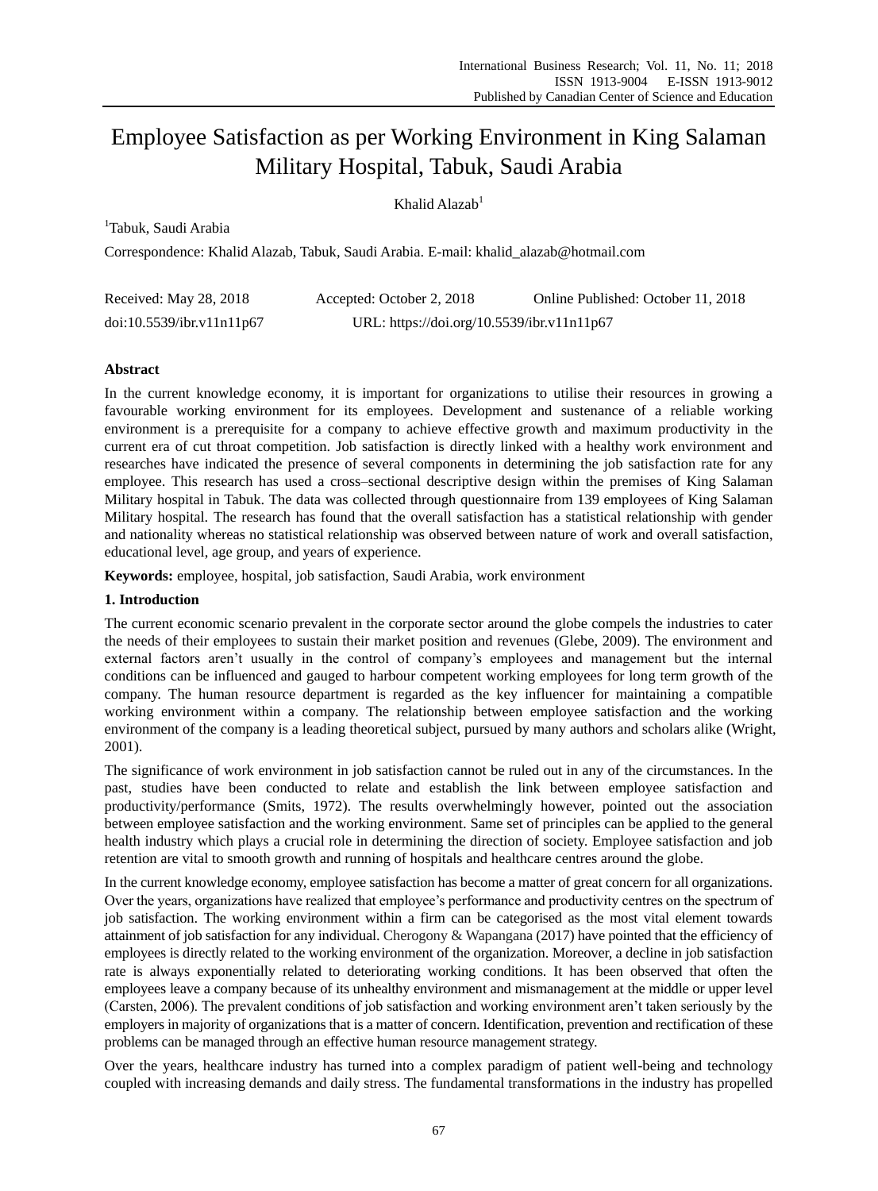# Employee Satisfaction as per Working Environment in King Salaman Military Hospital, Tabuk, Saudi Arabia

Khalid Alazab[1]

[1]Tabuk, Saudi Arabia

Correspondence: Khalid Alazab, Tabuk, Saudi Arabia. E-mail: khalid_alazab@hotmail.com

Received: May 28, 2018 Accepted: October 2, 2018 Online Published: October 11, 2018

doi:10.5539/ibr.v11n11p67 URL: https://doi.org/10.5539/ibr.v11n11p67

## Abstract

In the current knowledge economy, it is important for organizations to utilise their resources in growing a favourable working environment for its employees. Development and sustenance of a reliable working environment is a prerequisite for a company to achieve effective growth and maximum productivity in the current era of cut throat competition. Job satisfaction is directly linked with a healthy work environment and researches have indicated the presence of several components in determining the job satisfaction rate for any employee. This research has used a cross–sectional descriptive design within the premises of King Salaman Military hospital in Tabuk. The data was collected through questionnaire from 139 employees of King Salaman Military hospital. The research has found that the overall satisfaction has a statistical relationship with gender and nationality whereas no statistical relationship was observed between nature of work and overall satisfaction, educational level, age group, and years of experience.

**Keywords:** employee, hospital, job satisfaction, Saudi Arabia, work environment

## 1. Introduction

The current economic scenario prevalent in the corporate sector around the globe compels the industries to cater the needs of their employees to sustain their market position and revenues (Glebe, 2009). The environment and external factors aren't usually in the control of company's employees and management but the internal conditions can be influenced and gauged to harbour competent working employees for long term growth of the company. The human resource department is regarded as the key influencer for maintaining a compatible working environment within a company. The relationship between employee satisfaction and the working environment of the company is a leading theoretical subject, pursued by many authors and scholars alike (Wright, 2001).

The significance of work environment in job satisfaction cannot be ruled out in any of the circumstances. In the past, studies have been conducted to relate and establish the link between employee satisfaction and productivity/performance (Smits, 1972). The results overwhelmingly however, pointed out the association between employee satisfaction and the working environment. Same set of principles can be applied to the general health industry which plays a crucial role in determining the direction of society. Employee satisfaction and job retention are vital to smooth growth and running of hospitals and healthcare centres around the globe.

In the current knowledge economy, employee satisfaction has become a matter of great concern for all organizations. Over the years, organizations have realized that employee's performance and productivity centres on the spectrum of job satisfaction. The working environment within a firm can be categorised as the most vital element towards attainment of job satisfaction for any individual. Cherogony & Wapangana (2017) have pointed that the efficiency of employees is directly related to the working environment of the organization. Moreover, a decline in job satisfaction rate is always exponentially related to deteriorating working conditions. It has been observed that often the employees leave a company because of its unhealthy environment and mismanagement at the middle or upper level (Carsten, 2006). The prevalent conditions of job satisfaction and working environment aren't taken seriously by the employers in majority of organizations that is a matter of concern. Identification, prevention and rectification of these problems can be managed through an effective human resource management strategy.

Over the years, healthcare industry has turned into a complex paradigm of patient well-being and technology coupled with increasing demands and daily stress. The fundamental transformations in the industry has propelled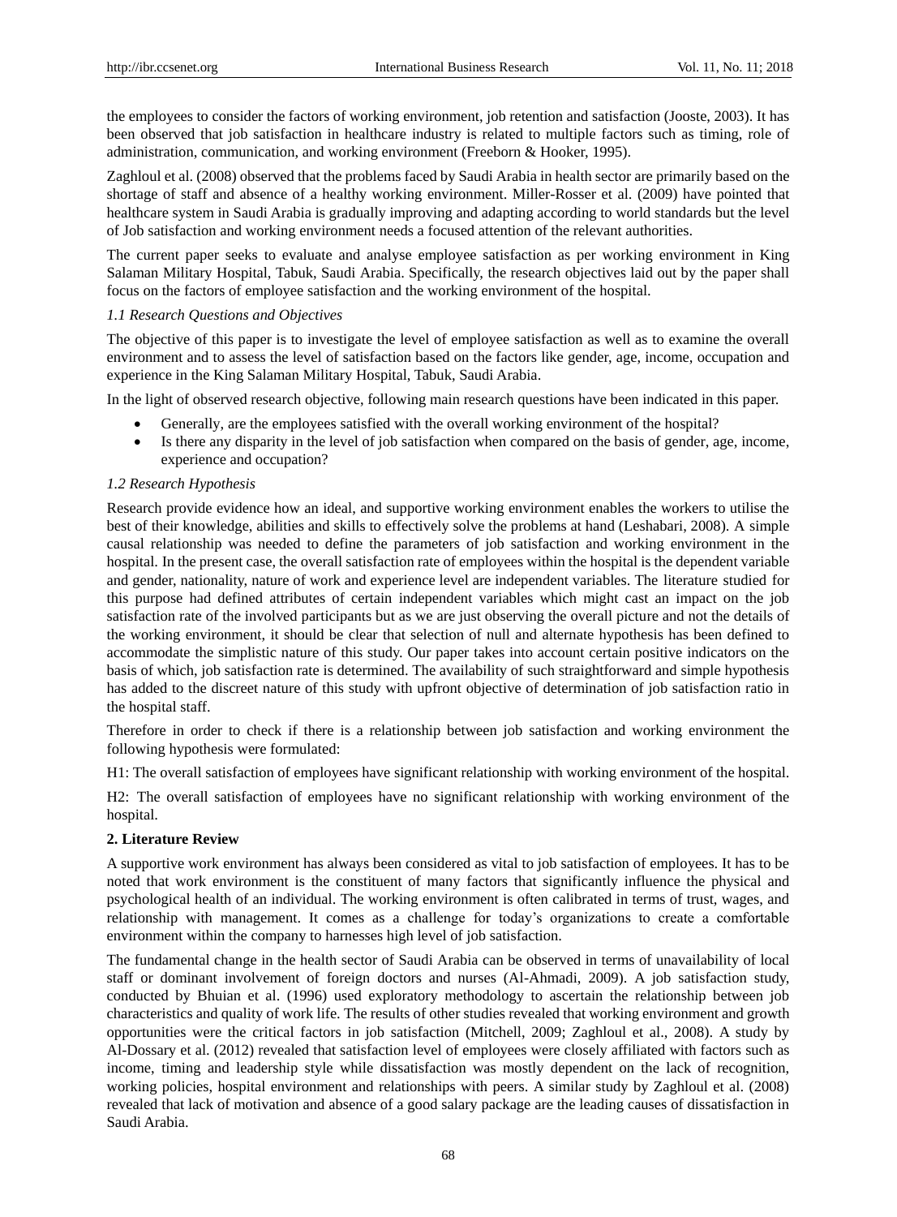the employees to consider the factors of working environment, job retention and satisfaction (Jooste, 2003). It has been observed that job satisfaction in healthcare industry is related to multiple factors such as timing, role of administration, communication, and working environment (Freeborn & Hooker, 1995).

Zaghloul et al. (2008) observed that the problems faced by Saudi Arabia in health sector are primarily based on the shortage of staff and absence of a healthy working environment. Miller-Rosser et al. (2009) have pointed that healthcare system in Saudi Arabia is gradually improving and adapting according to world standards but the level of Job satisfaction and working environment needs a focused attention of the relevant authorities.

The current paper seeks to evaluate and analyse employee satisfaction as per working environment in King Salaman Military Hospital, Tabuk, Saudi Arabia. Specifically, the research objectives laid out by the paper shall focus on the factors of employee satisfaction and the working environment of the hospital.

### *1.1 Research Questions and Objectives*

The objective of this paper is to investigate the level of employee satisfaction as well as to examine the overall environment and to assess the level of satisfaction based on the factors like gender, age, income, occupation and experience in the King Salaman Military Hospital, Tabuk, Saudi Arabia.

In the light of observed research objective, following main research questions have been indicated in this paper.

- Generally, are the employees satisfied with the overall working environment of the hospital?
- Is there any disparity in the level of job satisfaction when compared on the basis of gender, age, income, experience and occupation?

### *1.2 Research Hypothesis*

Research provide evidence how an ideal, and supportive working environment enables the workers to utilise the best of their knowledge, abilities and skills to effectively solve the problems at hand (Leshabari, 2008). A simple causal relationship was needed to define the parameters of job satisfaction and working environment in the hospital. In the present case, the overall satisfaction rate of employees within the hospital is the dependent variable and gender, nationality, nature of work and experience level are independent variables. The literature studied for this purpose had defined attributes of certain independent variables which might cast an impact on the job satisfaction rate of the involved participants but as we are just observing the overall picture and not the details of the working environment, it should be clear that selection of null and alternate hypothesis has been defined to accommodate the simplistic nature of this study. Our paper takes into account certain positive indicators on the basis of which, job satisfaction rate is determined. The availability of such straightforward and simple hypothesis has added to the discreet nature of this study with upfront objective of determination of job satisfaction ratio in the hospital staff.

Therefore in order to check if there is a relationship between job satisfaction and working environment the following hypothesis were formulated:

H1: The overall satisfaction of employees have significant relationship with working environment of the hospital.

H2: The overall satisfaction of employees have no significant relationship with working environment of the hospital.

## **2. Literature Review**

A supportive work environment has always been considered as vital to job satisfaction of employees. It has to be noted that work environment is the constituent of many factors that significantly influence the physical and psychological health of an individual. The working environment is often calibrated in terms of trust, wages, and relationship with management. It comes as a challenge for today's organizations to create a comfortable environment within the company to harnesses high level of job satisfaction.

The fundamental change in the health sector of Saudi Arabia can be observed in terms of unavailability of local staff or dominant involvement of foreign doctors and nurses (Al-Ahmadi, 2009). A job satisfaction study, conducted by Bhuian et al. (1996) used exploratory methodology to ascertain the relationship between job characteristics and quality of work life. The results of other studies revealed that working environment and growth opportunities were the critical factors in job satisfaction (Mitchell, 2009; Zaghloul et al., 2008). A study by Al-Dossary et al. (2012) revealed that satisfaction level of employees were closely affiliated with factors such as income, timing and leadership style while dissatisfaction was mostly dependent on the lack of recognition, working policies, hospital environment and relationships with peers. A similar study by Zaghloul et al. (2008) revealed that lack of motivation and absence of a good salary package are the leading causes of dissatisfaction in Saudi Arabia.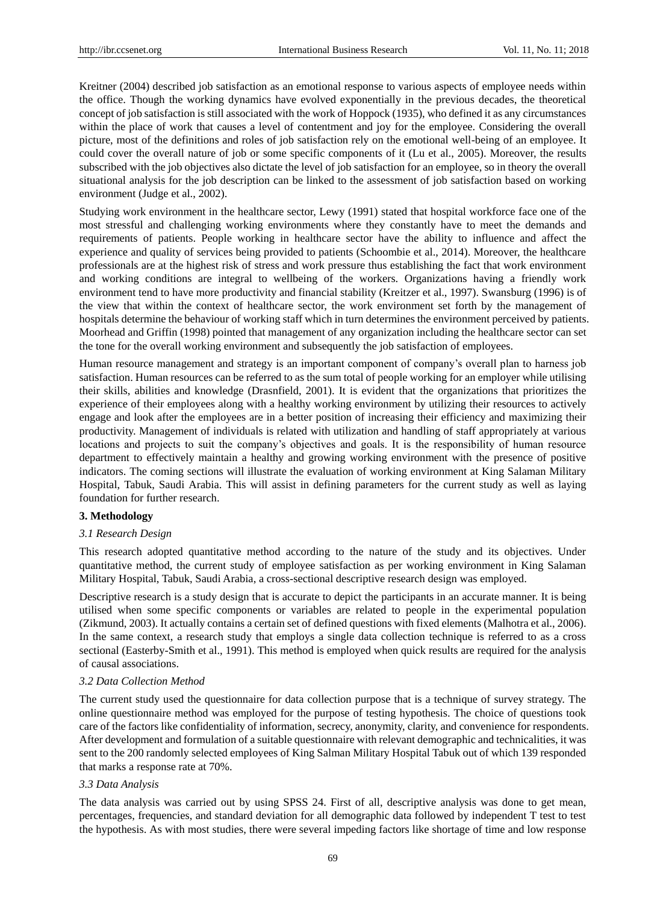Kreitner (2004) described job satisfaction as an emotional response to various aspects of employee needs within the office. Though the working dynamics have evolved exponentially in the previous decades, the theoretical concept of job satisfaction is still associated with the work of Hoppock (1935), who defined it as any circumstances within the place of work that causes a level of contentment and joy for the employee. Considering the overall picture, most of the definitions and roles of job satisfaction rely on the emotional well-being of an employee. It could cover the overall nature of job or some specific components of it (Lu et al., 2005). Moreover, the results subscribed with the job objectives also dictate the level of job satisfaction for an employee, so in theory the overall situational analysis for the job description can be linked to the assessment of job satisfaction based on working environment (Judge et al., 2002).

Studying work environment in the healthcare sector, Lewy (1991) stated that hospital workforce face one of the most stressful and challenging working environments where they constantly have to meet the demands and requirements of patients. People working in healthcare sector have the ability to influence and affect the experience and quality of services being provided to patients (Schoombie et al., 2014). Moreover, the healthcare professionals are at the highest risk of stress and work pressure thus establishing the fact that work environment and working conditions are integral to wellbeing of the workers. Organizations having a friendly work environment tend to have more productivity and financial stability (Kreitzer et al., 1997). Swansburg (1996) is of the view that within the context of healthcare sector, the work environment set forth by the management of hospitals determine the behaviour of working staff which in turn determines the environment perceived by patients. Moorhead and Griffin (1998) pointed that management of any organization including the healthcare sector can set the tone for the overall working environment and subsequently the job satisfaction of employees.

Human resource management and strategy is an important component of company's overall plan to harness job satisfaction. Human resources can be referred to as the sum total of people working for an employer while utilising their skills, abilities and knowledge (Drasnfield, 2001). It is evident that the organizations that prioritizes the experience of their employees along with a healthy working environment by utilizing their resources to actively engage and look after the employees are in a better position of increasing their efficiency and maximizing their productivity. Management of individuals is related with utilization and handling of staff appropriately at various locations and projects to suit the company's objectives and goals. It is the responsibility of human resource department to effectively maintain a healthy and growing working environment with the presence of positive indicators. The coming sections will illustrate the evaluation of working environment at King Salaman Military Hospital, Tabuk, Saudi Arabia. This will assist in defining parameters for the current study as well as laying foundation for further research.

## 3. Methodology

### *3.1 Research Design*

This research adopted quantitative method according to the nature of the study and its objectives. Under quantitative method, the current study of employee satisfaction as per working environment in King Salaman Military Hospital, Tabuk, Saudi Arabia, a cross-sectional descriptive research design was employed.

Descriptive research is a study design that is accurate to depict the participants in an accurate manner. It is being utilised when some specific components or variables are related to people in the experimental population (Zikmund, 2003). It actually contains a certain set of defined questions with fixed elements (Malhotra et al., 2006). In the same context, a research study that employs a single data collection technique is referred to as a cross sectional (Easterby-Smith et al., 1991). This method is employed when quick results are required for the analysis of causal associations.

### *3.2 Data Collection Method*

The current study used the questionnaire for data collection purpose that is a technique of survey strategy. The online questionnaire method was employed for the purpose of testing hypothesis. The choice of questions took care of the factors like confidentiality of information, secrecy, anonymity, clarity, and convenience for respondents. After development and formulation of a suitable questionnaire with relevant demographic and technicalities, it was sent to the 200 randomly selected employees of King Salman Military Hospital Tabuk out of which 139 responded that marks a response rate at 70%.

### *3.3 Data Analysis*

The data analysis was carried out by using SPSS 24. First of all, descriptive analysis was done to get mean, percentages, frequencies, and standard deviation for all demographic data followed by independent T test to test the hypothesis. As with most studies, there were several impeding factors like shortage of time and low response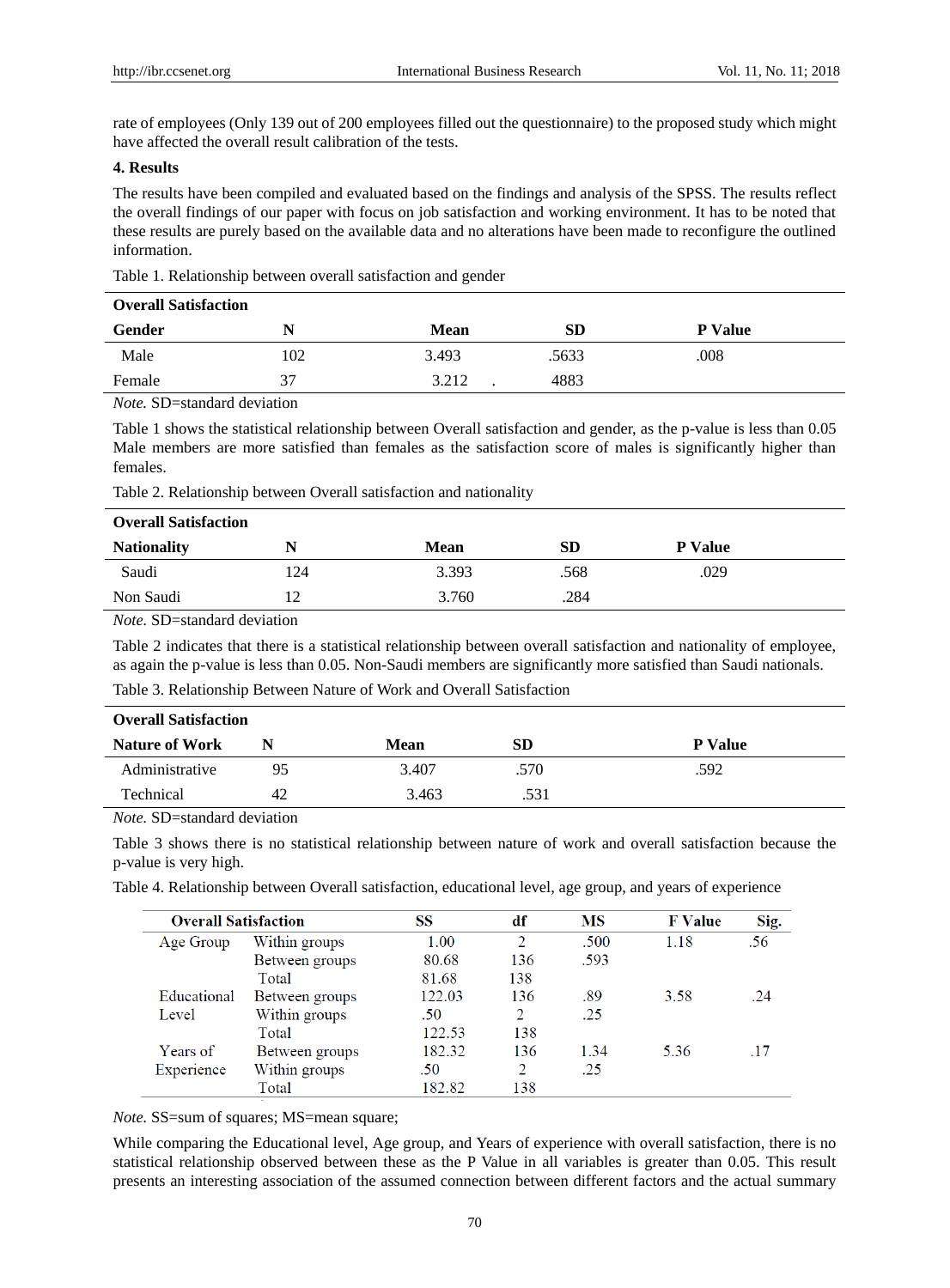rate of employees (Only 139 out of 200 employees filled out the questionnaire) to the proposed study which might have affected the overall result calibration of the tests.

## 4. Results

The results have been compiled and evaluated based on the findings and analysis of the SPSS. The results reflect the overall findings of our paper with focus on job satisfaction and working environment. It has to be noted that these results are purely based on the available data and no alterations have been made to reconfigure the outlined information.

Table 1. Relationship between overall satisfaction and gender

| **Overall Satisfaction** | | | | |
|---|---|---|---|---|
| **Gender** | **N** | **Mean** | **SD** | **P Value** |
| Male | 102 | 3.493 | .5633 | .008 |
| Female | 37 | 3.212 | .4883 | |

*Note.* SD=standard deviation

Table 1 shows the statistical relationship between Overall satisfaction and gender, as the p-value is less than 0.05 Male members are more satisfied than females as the satisfaction score of males is significantly higher than females.

Table 2. Relationship between Overall satisfaction and nationality

| **Overall Satisfaction** | | | | |
|---|---|---|---|---|
| **Nationality** | **N** | **Mean** | **SD** | **P Value** |
| Saudi | 124 | 3.393 | .568 | .029 |
| Non Saudi | 12 | 3.760 | .284 | |

*Note.* SD=standard deviation

Table 2 indicates that there is a statistical relationship between overall satisfaction and nationality of employee, as again the p-value is less than 0.05. Non-Saudi members are significantly more satisfied than Saudi nationals.

Table 3. Relationship Between Nature of Work and Overall Satisfaction

| **Overall Satisfaction** | | | | |
|---|---|---|---|---|
| **Nature of Work** | **N** | **Mean** | **SD** | **P Value** |
| Administrative | 95 | 3.407 | .570 | .592 |
| Technical | 42 | 3.463 | .531 | |

*Note.* SD=standard deviation

Table 3 shows there is no statistical relationship between nature of work and overall satisfaction because the p-value is very high.

Table 4. Relationship between Overall satisfaction, educational level, age group, and years of experience

| **Overall Satisfaction** | | **SS** | **df** | **MS** | **F Value** | **Sig.** |
|---|---|---|---|---|---|---|
| Age Group | Within groups | 1.00 | 2 | .500 | 1.18 | .56 |
| | Between groups | 80.68 | 136 | .593 | | |
| | Total | 81.68 | 138 | | | |
| Educational Level | Between groups | 122.03 | 136 | .89 | 3.58 | .24 |
| | Within groups | .50 | 2 | .25 | | |
| | Total | 122.53 | 138 | | | |
| Years of Experience | Between groups | 182.32 | 136 | 1.34 | 5.36 | .17 |
| | Within groups | .50 | 2 | .25 | | |
| | Total | 182.82 | 138 | | | |

*Note.* SS=sum of squares; MS=mean square;

While comparing the Educational level, Age group, and Years of experience with overall satisfaction, there is no statistical relationship observed between these as the P Value in all variables is greater than 0.05. This result presents an interesting association of the assumed connection between different factors and the actual summary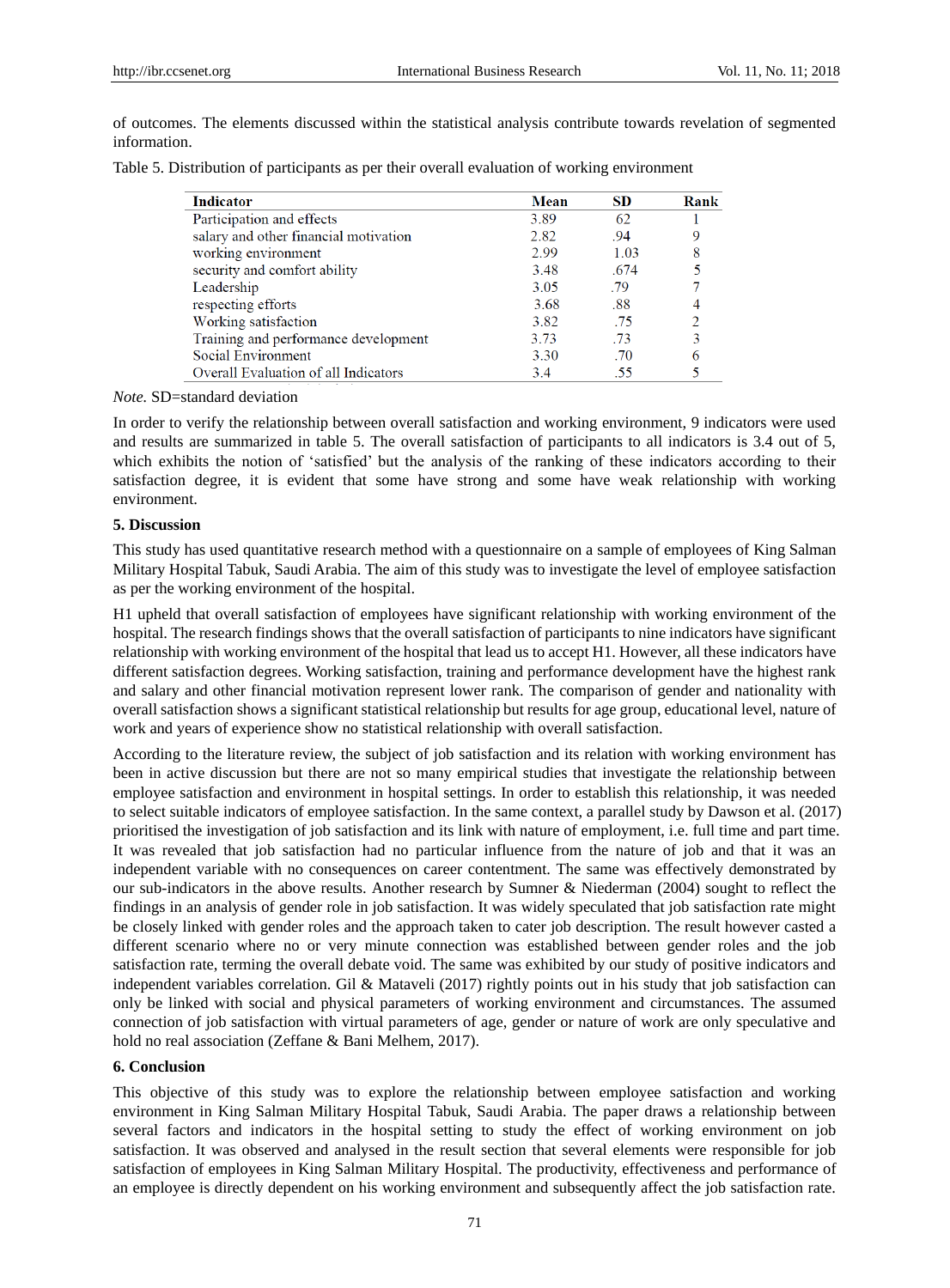of outcomes. The elements discussed within the statistical analysis contribute towards revelation of segmented information.

Table 5. Distribution of participants as per their overall evaluation of working environment

| Indicator | Mean | SD | Rank |
|---|---|---|---|
| Participation and effects | 3.89 | 62 | 1 |
| salary and other financial motivation | 2.82 | .94 | 9 |
| working environment | 2.99 | 1.03 | 8 |
| security and comfort ability | 3.48 | .674 | 5 |
| Leadership | 3.05 | .79 | 7 |
| respecting efforts | 3.68 | .88 | 4 |
| Working satisfaction | 3.82 | .75 | 2 |
| Training and performance development | 3.73 | .73 | 3 |
| Social Environment | 3.30 | .70 | 6 |
| Overall Evaluation of all Indicators | 3.4 | .55 | 5 |

*Note.* SD=standard deviation

In order to verify the relationship between overall satisfaction and working environment, 9 indicators were used and results are summarized in table 5. The overall satisfaction of participants to all indicators is 3.4 out of 5, which exhibits the notion of 'satisfied' but the analysis of the ranking of these indicators according to their satisfaction degree, it is evident that some have strong and some have weak relationship with working environment.

## 5. Discussion

This study has used quantitative research method with a questionnaire on a sample of employees of King Salman Military Hospital Tabuk, Saudi Arabia. The aim of this study was to investigate the level of employee satisfaction as per the working environment of the hospital.

H1 upheld that overall satisfaction of employees have significant relationship with working environment of the hospital. The research findings shows that the overall satisfaction of participants to nine indicators have significant relationship with working environment of the hospital that lead us to accept H1. However, all these indicators have different satisfaction degrees. Working satisfaction, training and performance development have the highest rank and salary and other financial motivation represent lower rank. The comparison of gender and nationality with overall satisfaction shows a significant statistical relationship but results for age group, educational level, nature of work and years of experience show no statistical relationship with overall satisfaction.

According to the literature review, the subject of job satisfaction and its relation with working environment has been in active discussion but there are not so many empirical studies that investigate the relationship between employee satisfaction and environment in hospital settings. In order to establish this relationship, it was needed to select suitable indicators of employee satisfaction. In the same context, a parallel study by Dawson et al. (2017) prioritised the investigation of job satisfaction and its link with nature of employment, i.e. full time and part time. It was revealed that job satisfaction had no particular influence from the nature of job and that it was an independent variable with no consequences on career contentment. The same was effectively demonstrated by our sub-indicators in the above results. Another research by Sumner & Niederman (2004) sought to reflect the findings in an analysis of gender role in job satisfaction. It was widely speculated that job satisfaction rate might be closely linked with gender roles and the approach taken to cater job description. The result however casted a different scenario where no or very minute connection was established between gender roles and the job satisfaction rate, terming the overall debate void. The same was exhibited by our study of positive indicators and independent variables correlation. Gil & Mataveli (2017) rightly points out in his study that job satisfaction can only be linked with social and physical parameters of working environment and circumstances. The assumed connection of job satisfaction with virtual parameters of age, gender or nature of work are only speculative and hold no real association (Zeffane & Bani Melhem, 2017).

## 6. Conclusion

This objective of this study was to explore the relationship between employee satisfaction and working environment in King Salman Military Hospital Tabuk, Saudi Arabia. The paper draws a relationship between several factors and indicators in the hospital setting to study the effect of working environment on job satisfaction. It was observed and analysed in the result section that several elements were responsible for job satisfaction of employees in King Salman Military Hospital. The productivity, effectiveness and performance of an employee is directly dependent on his working environment and subsequently affect the job satisfaction rate.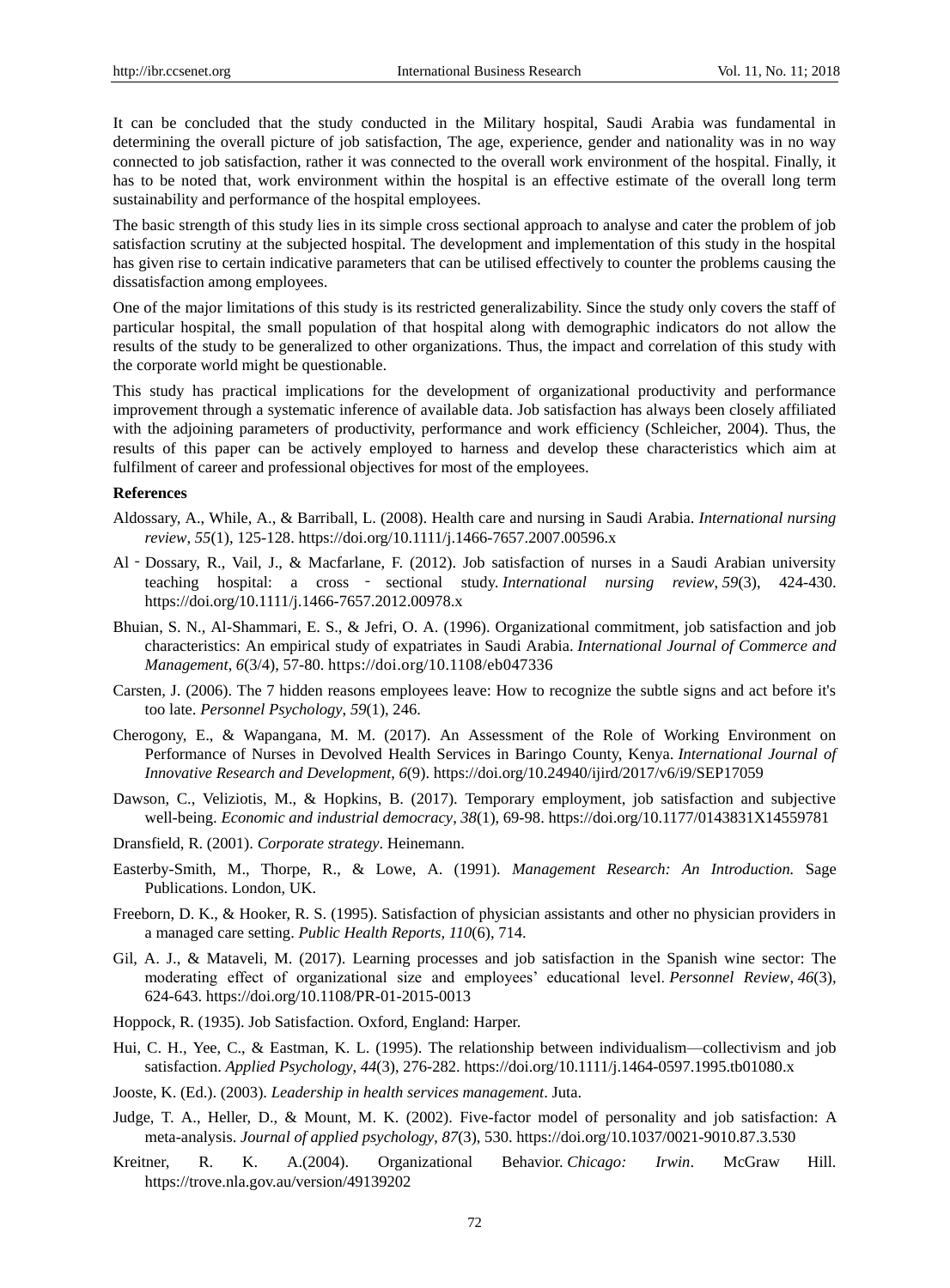It can be concluded that the study conducted in the Military hospital, Saudi Arabia was fundamental in determining the overall picture of job satisfaction, The age, experience, gender and nationality was in no way connected to job satisfaction, rather it was connected to the overall work environment of the hospital. Finally, it has to be noted that, work environment within the hospital is an effective estimate of the overall long term sustainability and performance of the hospital employees.

The basic strength of this study lies in its simple cross sectional approach to analyse and cater the problem of job satisfaction scrutiny at the subjected hospital. The development and implementation of this study in the hospital has given rise to certain indicative parameters that can be utilised effectively to counter the problems causing the dissatisfaction among employees.

One of the major limitations of this study is its restricted generalizability. Since the study only covers the staff of particular hospital, the small population of that hospital along with demographic indicators do not allow the results of the study to be generalized to other organizations. Thus, the impact and correlation of this study with the corporate world might be questionable.

This study has practical implications for the development of organizational productivity and performance improvement through a systematic inference of available data. Job satisfaction has always been closely affiliated with the adjoining parameters of productivity, performance and work efficiency (Schleicher, 2004). Thus, the results of this paper can be actively employed to harness and develop these characteristics which aim at fulfilment of career and professional objectives for most of the employees.

**References**

Aldossary, A., While, A., & Barriball, L. (2008). Health care and nursing in Saudi Arabia. *International nursing review*, *55*(1), 125-128. https://doi.org/10.1111/j.1466-7657.2007.00596.x

Al‐Dossary, R., Vail, J., & Macfarlane, F. (2012). Job satisfaction of nurses in a Saudi Arabian university teaching hospital: a cross‐sectional study. *International nursing review*, *59*(3), 424-430. https://doi.org/10.1111/j.1466-7657.2012.00978.x

Bhuian, S. N., Al-Shammari, E. S., & Jefri, O. A. (1996). Organizational commitment, job satisfaction and job characteristics: An empirical study of expatriates in Saudi Arabia. *International Journal of Commerce and Management*, *6*(3/4), 57-80. https://doi.org/10.1108/eb047336

Carsten, J. (2006). The 7 hidden reasons employees leave: How to recognize the subtle signs and act before it's too late. *Personnel Psychology*, *59*(1), 246.

Cherogony, E., & Wapangana, M. M. (2017). An Assessment of the Role of Working Environment on Performance of Nurses in Devolved Health Services in Baringo County, Kenya. *International Journal of Innovative Research and Development*, *6*(9). https://doi.org/10.24940/ijird/2017/v6/i9/SEP17059

Dawson, C., Veliziotis, M., & Hopkins, B. (2017). Temporary employment, job satisfaction and subjective well-being. *Economic and industrial democracy*, *38*(1), 69-98. https://doi.org/10.1177/0143831X14559781

Dransfield, R. (2001). *Corporate strategy*. Heinemann.

Easterby-Smith, M., Thorpe, R., & Lowe, A. (1991). *Management Research: An Introduction.* Sage Publications. London, UK.

Freeborn, D. K., & Hooker, R. S. (1995). Satisfaction of physician assistants and other no physician providers in a managed care setting. *Public Health Reports*, *110*(6), 714.

Gil, A. J., & Mataveli, M. (2017). Learning processes and job satisfaction in the Spanish wine sector: The moderating effect of organizational size and employees' educational level. *Personnel Review*, *46*(3), 624-643. https://doi.org/10.1108/PR-01-2015-0013

Hoppock, R. (1935). Job Satisfaction. Oxford, England: Harper.

Hui, C. H., Yee, C., & Eastman, K. L. (1995). The relationship between individualism—collectivism and job satisfaction. *Applied Psychology*, *44*(3), 276-282. https://doi.org/10.1111/j.1464-0597.1995.tb01080.x

Jooste, K. (Ed.). (2003). *Leadership in health services management*. Juta.

Judge, T. A., Heller, D., & Mount, M. K. (2002). Five-factor model of personality and job satisfaction: A meta-analysis. *Journal of applied psychology*, *87*(3), 530. https://doi.org/10.1037/0021-9010.87.3.530

Kreitner, R. K. A.(2004). Organizational Behavior. *Chicago: Irwin*. McGraw Hill. https://trove.nla.gov.au/version/49139202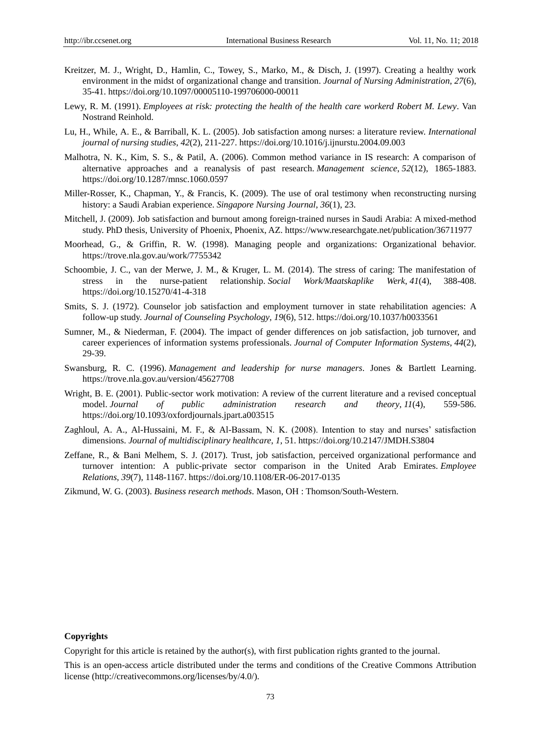Kreitzer, M. J., Wright, D., Hamlin, C., Towey, S., Marko, M., & Disch, J. (1997). Creating a healthy work environment in the midst of organizational change and transition. *Journal of Nursing Administration*, *27*(6), 35-41. https://doi.org/10.1097/00005110-199706000-00011

Lewy, R. M. (1991). *Employees at risk: protecting the health of the health care workerd Robert M. Lewy*. Van Nostrand Reinhold.

Lu, H., While, A. E., & Barriball, K. L. (2005). Job satisfaction among nurses: a literature review. *International journal of nursing studies*, *42*(2), 211-227. https://doi.org/10.1016/j.ijnurstu.2004.09.003

Malhotra, N. K., Kim, S. S., & Patil, A. (2006). Common method variance in IS research: A comparison of alternative approaches and a reanalysis of past research. *Management science*, *52*(12), 1865-1883. https://doi.org/10.1287/mnsc.1060.0597

Miller-Rosser, K., Chapman, Y., & Francis, K. (2009). The use of oral testimony when reconstructing nursing history: a Saudi Arabian experience. *Singapore Nursing Journal*, *36*(1), 23.

Mitchell, J. (2009). Job satisfaction and burnout among foreign-trained nurses in Saudi Arabia: A mixed-method study. PhD thesis, University of Phoenix, Phoenix, AZ. https://www.researchgate.net/publication/36711977

Moorhead, G., & Griffin, R. W. (1998). Managing people and organizations: Organizational behavior. https://trove.nla.gov.au/work/7755342

Schoombie, J. C., van der Merwe, J. M., & Kruger, L. M. (2014). The stress of caring: The manifestation of stress in the nurse-patient relationship. *Social Work/Maatskaplike Werk*, *41*(4), 388-408. https://doi.org/10.15270/41-4-318

Smits, S. J. (1972). Counselor job satisfaction and employment turnover in state rehabilitation agencies: A follow-up study. *Journal of Counseling Psychology*, *19*(6), 512. https://doi.org/10.1037/h0033561

Sumner, M., & Niederman, F. (2004). The impact of gender differences on job satisfaction, job turnover, and career experiences of information systems professionals. *Journal of Computer Information Systems*, *44*(2), 29-39.

Swansburg, R. C. (1996). *Management and leadership for nurse managers*. Jones & Bartlett Learning. https://trove.nla.gov.au/version/45627708

Wright, B. E. (2001). Public-sector work motivation: A review of the current literature and a revised conceptual model. *Journal of public administration research and theory*, *11*(4), 559-586. https://doi.org/10.1093/oxfordjournals.jpart.a003515

Zaghloul, A. A., Al-Hussaini, M. F., & Al-Bassam, N. K. (2008). Intention to stay and nurses' satisfaction dimensions. *Journal of multidisciplinary healthcare*, *1*, 51. https://doi.org/10.2147/JMDH.S3804

Zeffane, R., & Bani Melhem, S. J. (2017). Trust, job satisfaction, perceived organizational performance and turnover intention: A public-private sector comparison in the United Arab Emirates. *Employee Relations*, *39*(7), 1148-1167. https://doi.org/10.1108/ER-06-2017-0135

Zikmund, W. G. (2003). *Business research methods*. Mason, OH : Thomson/South-Western.

**Copyrights**

Copyright for this article is retained by the author(s), with first publication rights granted to the journal.

This is an open-access article distributed under the terms and conditions of the Creative Commons Attribution license (http://creativecommons.org/licenses/by/4.0/).